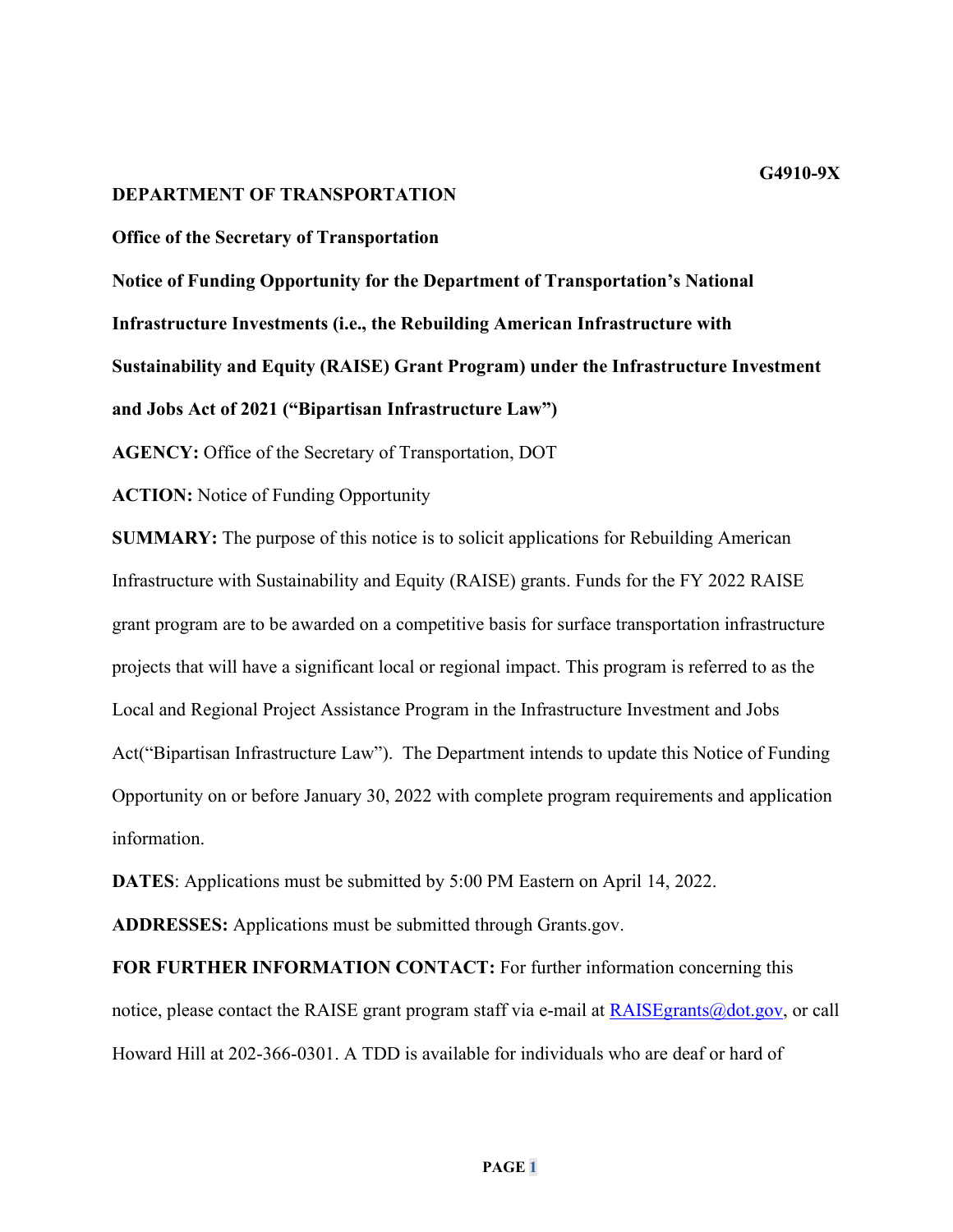**G4910-9X**

**DEPARTMENT OF TRANSPORTATION**

**Office of the Secretary of Transportation**

**Notice of Funding Opportunity for the Department of Transportation's National Infrastructure Investments (i.e., the Rebuilding American Infrastructure with Sustainability and Equity (RAISE) Grant Program) under the Infrastructure Investment and Jobs Act of 2021 ("Bipartisan Infrastructure Law")**

**AGENCY:** Office of the Secretary of Transportation, DOT

**ACTION:** Notice of Funding Opportunity

**SUMMARY:** The purpose of this notice is to solicit applications for Rebuilding American Infrastructure with Sustainability and Equity (RAISE) grants. Funds for the FY 2022 RAISE grant program are to be awarded on a competitive basis for surface transportation infrastructure projects that will have a significant local or regional impact. This program is referred to as the Local and Regional Project Assistance Program in the Infrastructure Investment and Jobs Act("Bipartisan Infrastructure Law"). The Department intends to update this Notice of Funding Opportunity on or before January 30, 2022 with complete program requirements and application information.

**DATES**: Applications must be submitted by 5:00 PM Eastern on April 14, 2022.

**ADDRESSES:** Applications must be submitted through Grants.gov.

**FOR FURTHER INFORMATION CONTACT:** For further information concerning this notice, please contact the RAISE grant program staff via e-mail at RAISEgrants@dot.gov, or call Howard Hill at 202-366-0301. A TDD is available for individuals who are deaf or hard of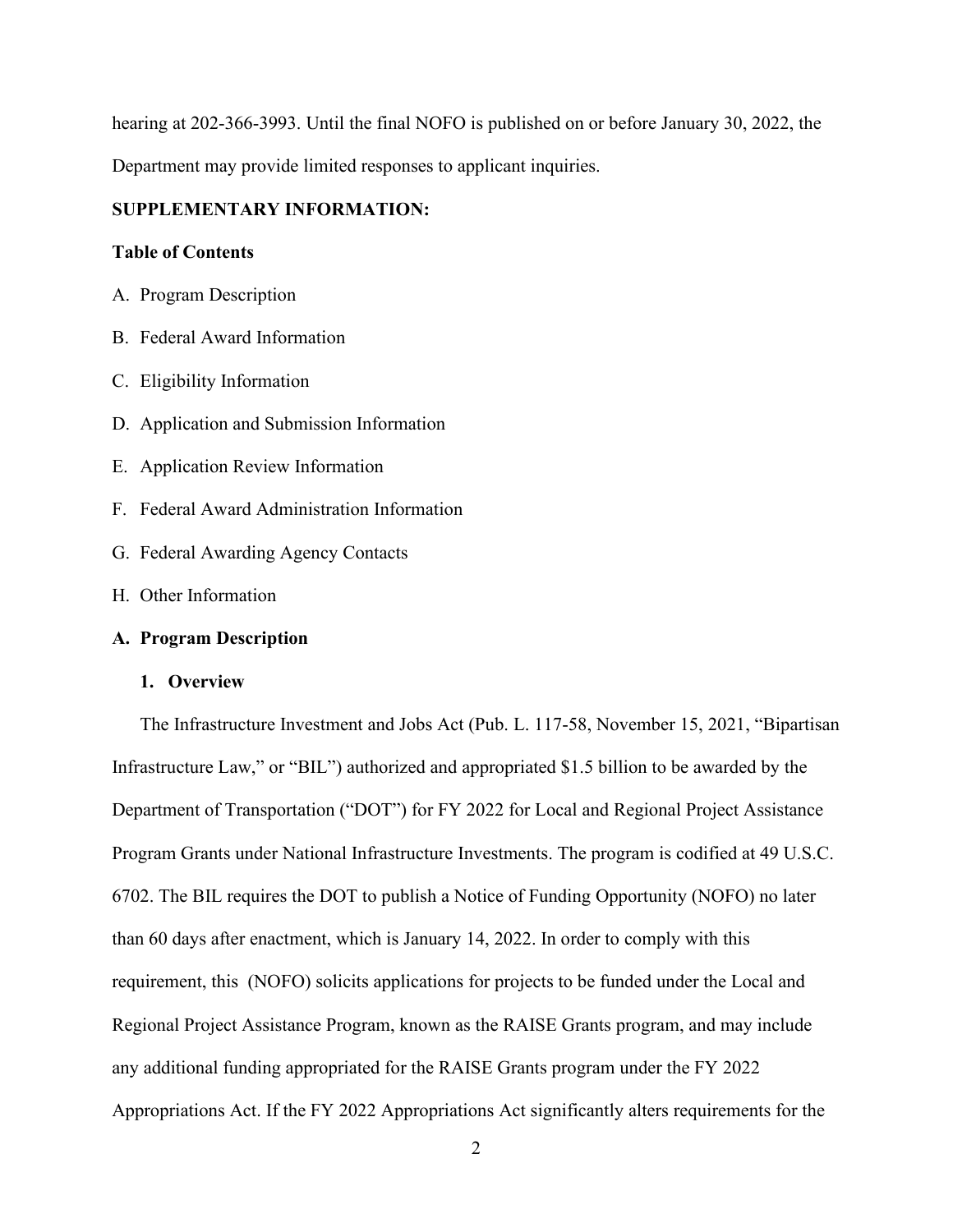hearing at 202-366-3993. Until the final NOFO is published on or before January 30, 2022, the Department may provide limited responses to applicant inquiries.

**SUPPLEMENTARY INFORMATION:**

**Table of Contents**

A. Program Description

B. Federal Award Information

C. Eligibility Information

D. Application and Submission Information

E. Application Review Information

F. Federal Award Administration Information

G. Federal Awarding Agency Contacts

H. Other Information

## A. Program Description

### 1. Overview

The Infrastructure Investment and Jobs Act (Pub. L. 117-58, November 15, 2021, "Bipartisan Infrastructure Law," or "BIL") authorized and appropriated $1.5 billion to be awarded by the Department of Transportation ("DOT") for FY 2022 for Local and Regional Project Assistance Program Grants under National Infrastructure Investments. The program is codified at 49 U.S.C. 6702. The BIL requires the DOT to publish a Notice of Funding Opportunity (NOFO) no later than 60 days after enactment, which is January 14, 2022. In order to comply with this requirement, this (NOFO) solicits applications for projects to be funded under the Local and Regional Project Assistance Program, known as the RAISE Grants program, and may include any additional funding appropriated for the RAISE Grants program under the FY 2022 Appropriations Act. If the FY 2022 Appropriations Act significantly alters requirements for the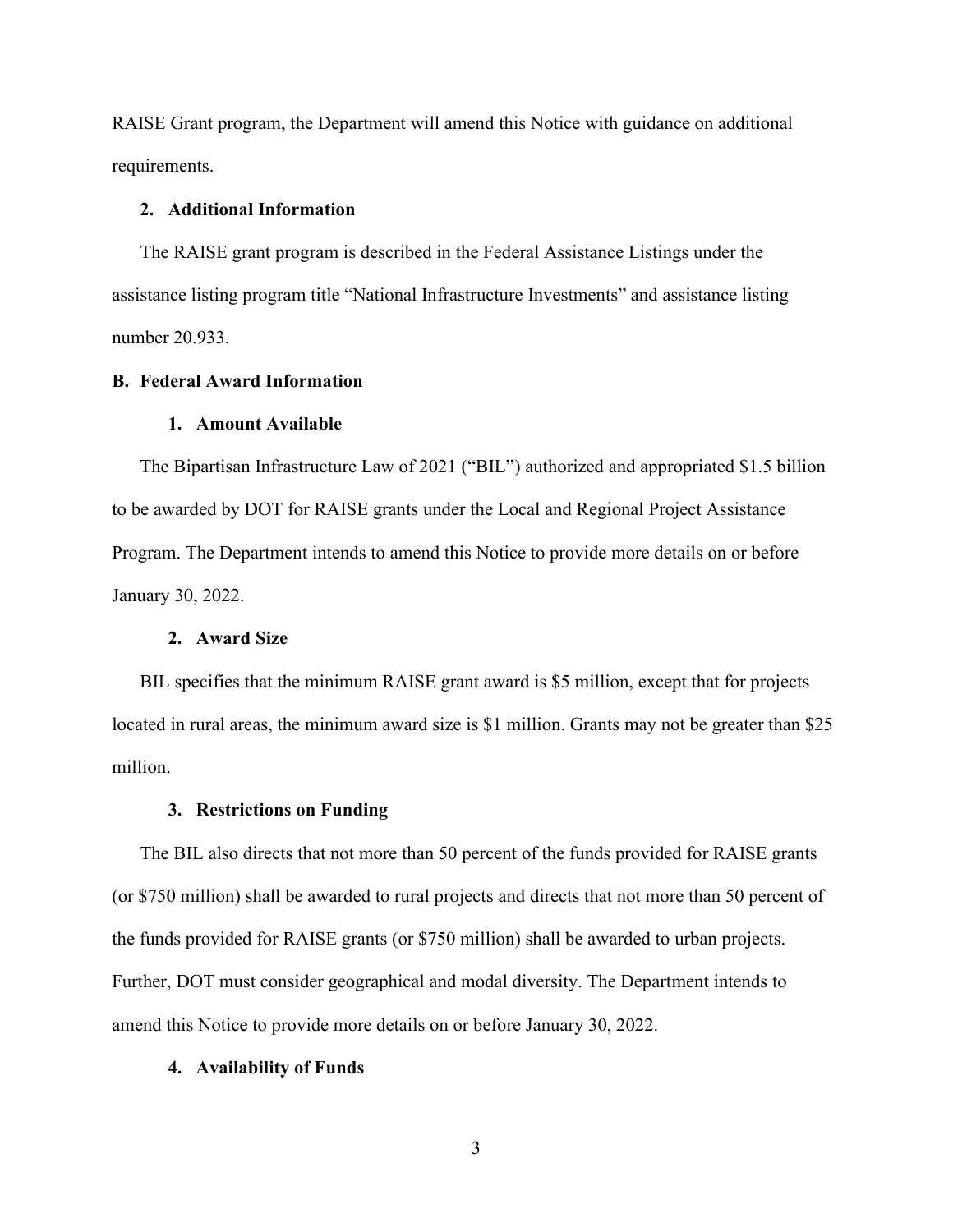RAISE Grant program, the Department will amend this Notice with guidance on additional requirements.

### 2. Additional Information

The RAISE grant program is described in the Federal Assistance Listings under the assistance listing program title "National Infrastructure Investments" and assistance listing number 20.933.

## B. Federal Award Information

### 1. Amount Available

The Bipartisan Infrastructure Law of 2021 ("BIL") authorized and appropriated $1.5 billion to be awarded by DOT for RAISE grants under the Local and Regional Project Assistance Program. The Department intends to amend this Notice to provide more details on or before January 30, 2022.

### 2. Award Size

BIL specifies that the minimum RAISE grant award is $5 million, except that for projects located in rural areas, the minimum award size is $1 million. Grants may not be greater than $25 million.

### 3. Restrictions on Funding

The BIL also directs that not more than 50 percent of the funds provided for RAISE grants (or $750 million) shall be awarded to rural projects and directs that not more than 50 percent of the funds provided for RAISE grants (or $750 million) shall be awarded to urban projects. Further, DOT must consider geographical and modal diversity. The Department intends to amend this Notice to provide more details on or before January 30, 2022.

### 4. Availability of Funds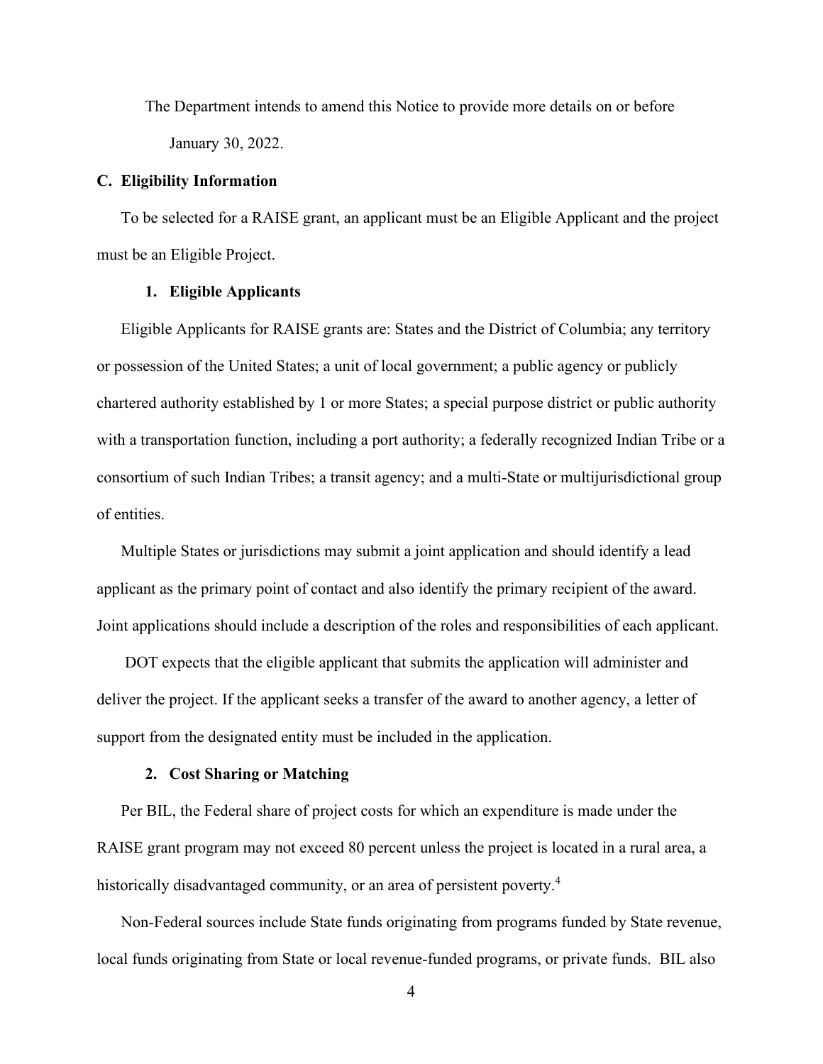The Department intends to amend this Notice to provide more details on or before January 30, 2022.

### C. Eligibility Information

To be selected for a RAISE grant, an applicant must be an Eligible Applicant and the project must be an Eligible Project.

#### 1. Eligible Applicants

Eligible Applicants for RAISE grants are: States and the District of Columbia; any territory or possession of the United States; a unit of local government; a public agency or publicly chartered authority established by 1 or more States; a special purpose district or public authority with a transportation function, including a port authority; a federally recognized Indian Tribe or a consortium of such Indian Tribes; a transit agency; and a multi-State or multijurisdictional group of entities.

Multiple States or jurisdictions may submit a joint application and should identify a lead applicant as the primary point of contact and also identify the primary recipient of the award. Joint applications should include a description of the roles and responsibilities of each applicant.

DOT expects that the eligible applicant that submits the application will administer and deliver the project. If the applicant seeks a transfer of the award to another agency, a letter of support from the designated entity must be included in the application.

#### 2. Cost Sharing or Matching

Per BIL, the Federal share of project costs for which an expenditure is made under the RAISE grant program may not exceed 80 percent unless the project is located in a rural area, a historically disadvantaged community, or an area of persistent poverty.[4]

Non-Federal sources include State funds originating from programs funded by State revenue, local funds originating from State or local revenue-funded programs, or private funds. BIL also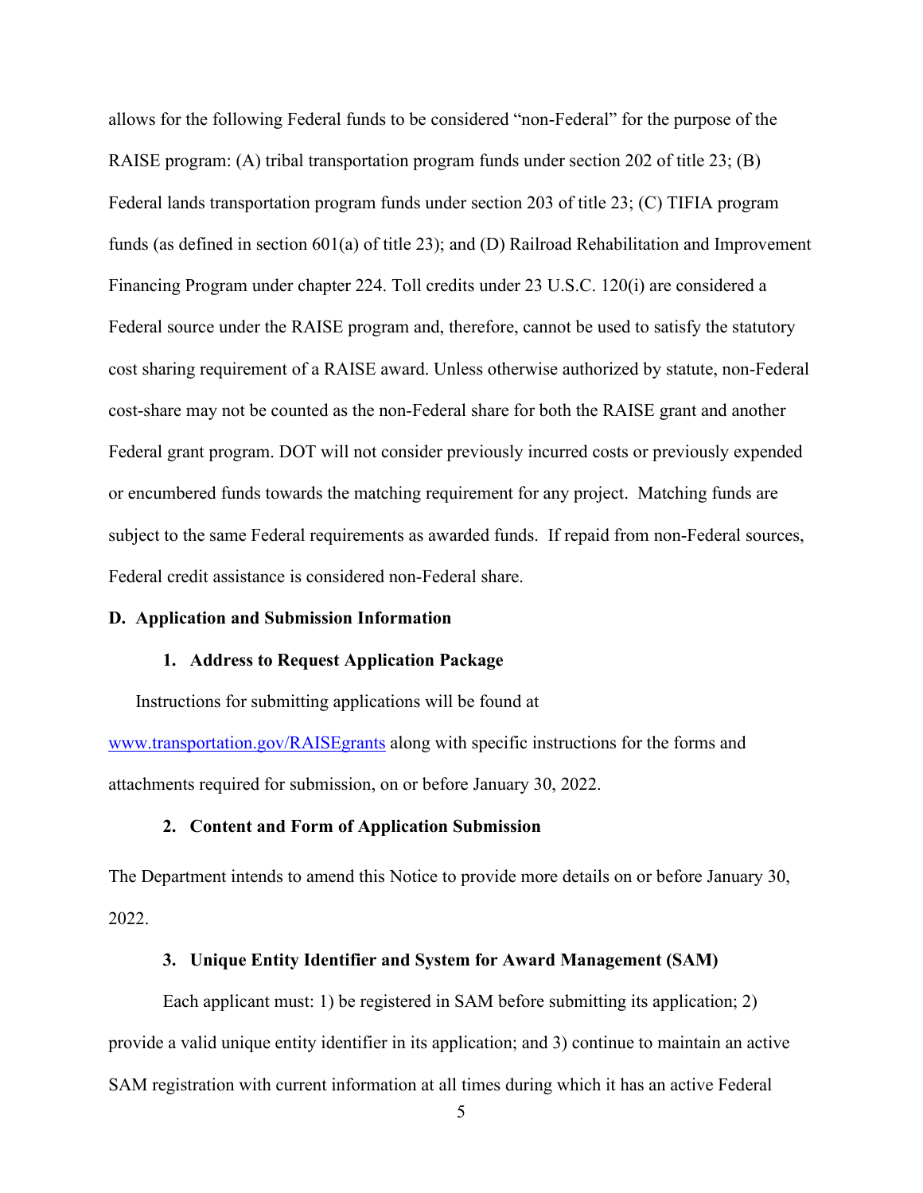allows for the following Federal funds to be considered "non-Federal" for the purpose of the RAISE program: (A) tribal transportation program funds under section 202 of title 23; (B) Federal lands transportation program funds under section 203 of title 23; (C) TIFIA program funds (as defined in section 601(a) of title 23); and (D) Railroad Rehabilitation and Improvement Financing Program under chapter 224. Toll credits under 23 U.S.C. 120(i) are considered a Federal source under the RAISE program and, therefore, cannot be used to satisfy the statutory cost sharing requirement of a RAISE award. Unless otherwise authorized by statute, non-Federal cost-share may not be counted as the non-Federal share for both the RAISE grant and another Federal grant program. DOT will not consider previously incurred costs or previously expended or encumbered funds towards the matching requirement for any project. Matching funds are subject to the same Federal requirements as awarded funds. If repaid from non-Federal sources, Federal credit assistance is considered non-Federal share.

## D. Application and Submission Information

### 1. Address to Request Application Package

Instructions for submitting applications will be found at [www.transportation.gov/RAISEgrants](www.transportation.gov/RAISEgrants) along with specific instructions for the forms and attachments required for submission, on or before January 30, 2022.

### 2. Content and Form of Application Submission

The Department intends to amend this Notice to provide more details on or before January 30, 2022.

### 3. Unique Entity Identifier and System for Award Management (SAM)

Each applicant must: 1) be registered in SAM before submitting its application; 2) provide a valid unique entity identifier in its application; and 3) continue to maintain an active SAM registration with current information at all times during which it has an active Federal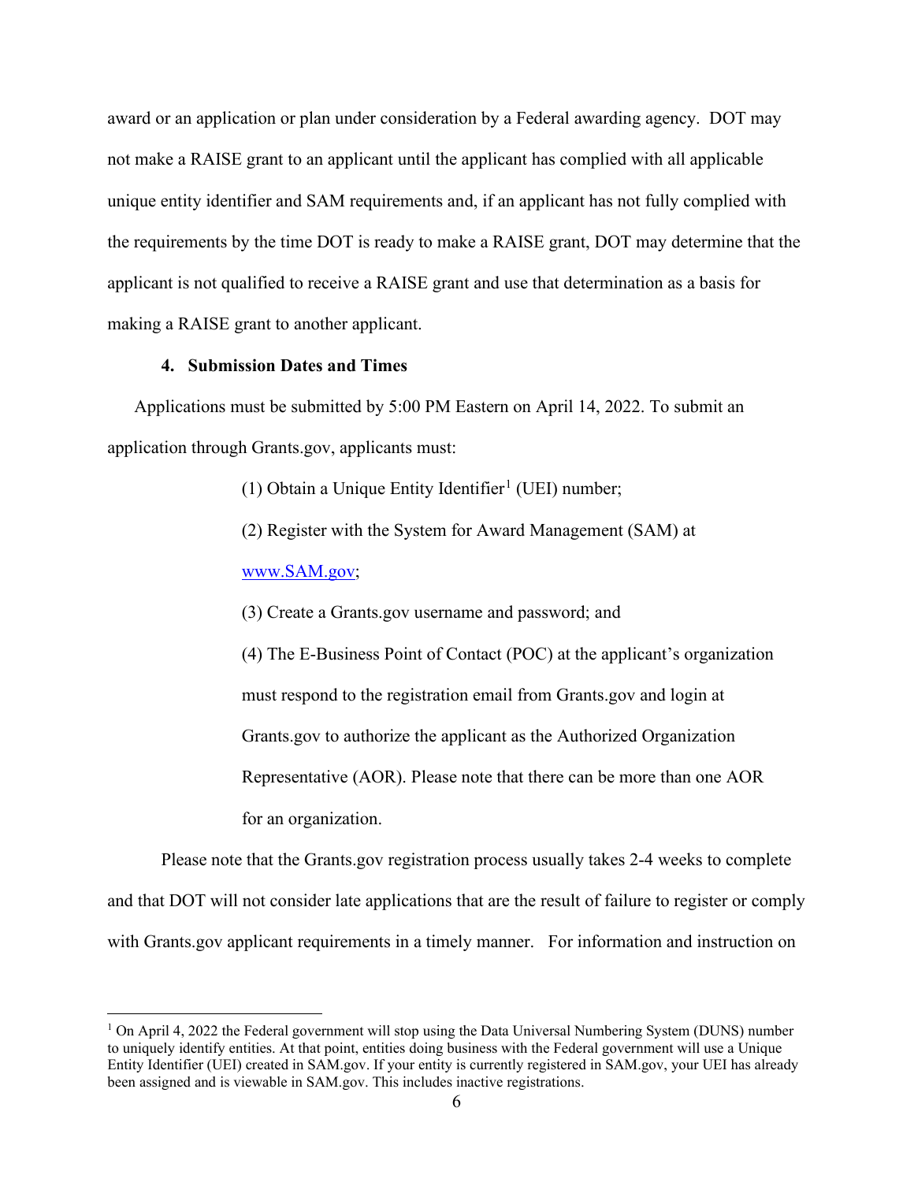award or an application or plan under consideration by a Federal awarding agency. DOT may not make a RAISE grant to an applicant until the applicant has complied with all applicable unique entity identifier and SAM requirements and, if an applicant has not fully complied with the requirements by the time DOT is ready to make a RAISE grant, DOT may determine that the applicant is not qualified to receive a RAISE grant and use that determination as a basis for making a RAISE grant to another applicant.

### 4. Submission Dates and Times

Applications must be submitted by 5:00 PM Eastern on April 14, 2022. To submit an application through Grants.gov, applicants must:

(1) Obtain a Unique Entity Identifier[1] (UEI) number;

(2) Register with the System for Award Management (SAM) at [www.SAM.gov](http://www.SAM.gov);

(3) Create a Grants.gov username and password; and

(4) The E-Business Point of Contact (POC) at the applicant's organization must respond to the registration email from Grants.gov and login at Grants.gov to authorize the applicant as the Authorized Organization Representative (AOR). Please note that there can be more than one AOR for an organization.

Please note that the Grants.gov registration process usually takes 2-4 weeks to complete and that DOT will not consider late applications that are the result of failure to register or comply with Grants.gov applicant requirements in a timely manner. For information and instruction on

---

[1] On April 4, 2022 the Federal government will stop using the Data Universal Numbering System (DUNS) number to uniquely identify entities. At that point, entities doing business with the Federal government will use a Unique Entity Identifier (UEI) created in SAM.gov. If your entity is currently registered in SAM.gov, your UEI has already been assigned and is viewable in SAM.gov. This includes inactive registrations.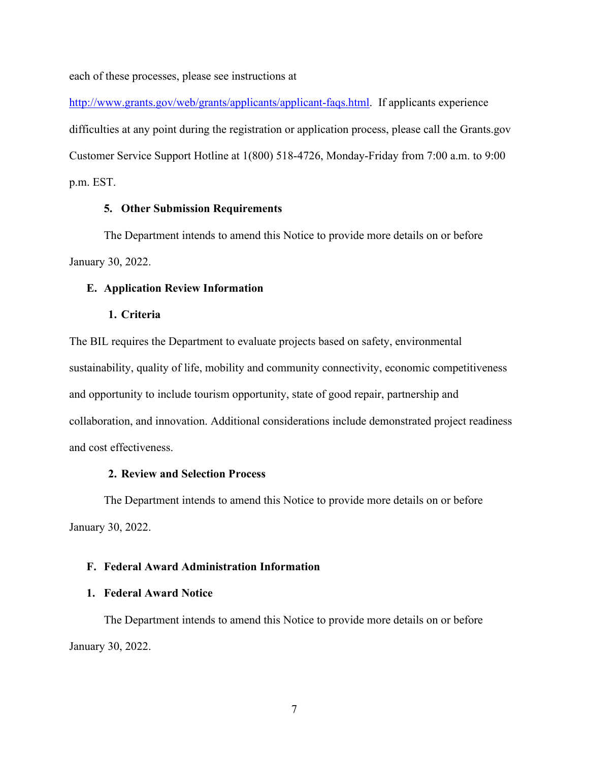each of these processes, please see instructions at http://www.grants.gov/web/grants/applicants/applicant-faqs.html. If applicants experience difficulties at any point during the registration or application process, please call the Grants.gov Customer Service Support Hotline at 1(800) 518-4726, Monday-Friday from 7:00 a.m. to 9:00 p.m. EST.

### 5. Other Submission Requirements

The Department intends to amend this Notice to provide more details on or before January 30, 2022.

## E. Application Review Information

### 1. Criteria

The BIL requires the Department to evaluate projects based on safety, environmental sustainability, quality of life, mobility and community connectivity, economic competitiveness and opportunity to include tourism opportunity, state of good repair, partnership and collaboration, and innovation. Additional considerations include demonstrated project readiness and cost effectiveness.

### 2. Review and Selection Process

The Department intends to amend this Notice to provide more details on or before January 30, 2022.

## F. Federal Award Administration Information

### 1. Federal Award Notice

The Department intends to amend this Notice to provide more details on or before January 30, 2022.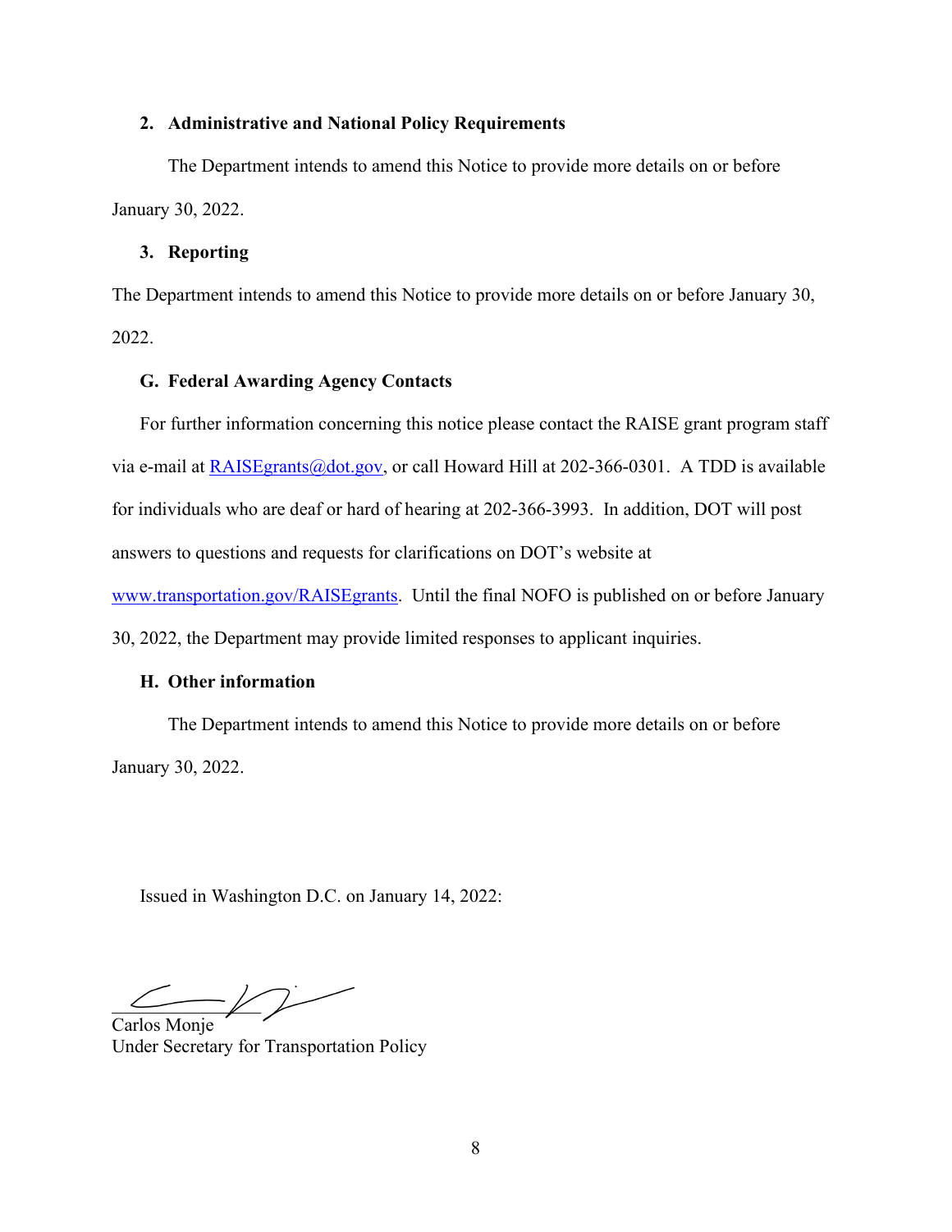### 2. Administrative and National Policy Requirements

The Department intends to amend this Notice to provide more details on or before January 30, 2022.

### 3. Reporting

The Department intends to amend this Notice to provide more details on or before January 30, 2022.

## G. Federal Awarding Agency Contacts

For further information concerning this notice please contact the RAISE grant program staff via e-mail at RAISEgrants@dot.gov, or call Howard Hill at 202-366-0301. A TDD is available for individuals who are deaf or hard of hearing at 202-366-3993. In addition, DOT will post answers to questions and requests for clarifications on DOT's website at www.transportation.gov/RAISEgrants. Until the final NOFO is published on or before January 30, 2022, the Department may provide limited responses to applicant inquiries.

## H. Other information

The Department intends to amend this Notice to provide more details on or before January 30, 2022.

Issued in Washington D.C. on January 14, 2022:

Carlos Monje
Under Secretary for Transportation Policy